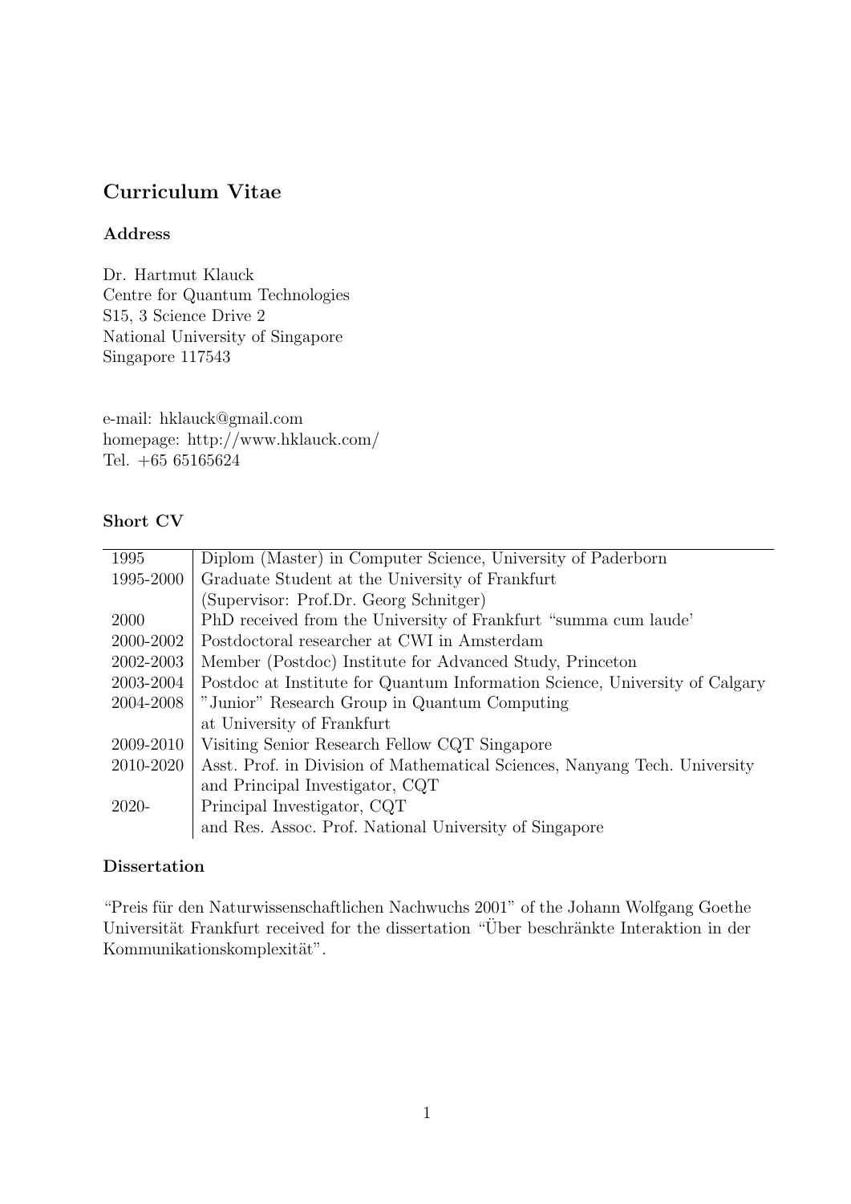## Curriculum Vitae

### Address

Dr. Hartmut Klauck
Centre for Quantum Technologies
S15, 3 Science Drive 2
National University of Singapore
Singapore 117543

e-mail: hklauck@gmail.com
homepage: http://www.hklauck.com/
Tel. +65 65165624

### Short CV

| | |
|---|---|
| 1995 | Diplom (Master) in Computer Science, University of Paderborn |
| 1995-2000 | Graduate Student at the University of Frankfurt |
| | (Supervisor: Prof.Dr. Georg Schnitger) |
| 2000 | PhD received from the University of Frankfurt "summa cum laude' |
| 2000-2002 | Postdoctoral researcher at CWI in Amsterdam |
| 2002-2003 | Member (Postdoc) Institute for Advanced Study, Princeton |
| 2003-2004 | Postdoc at Institute for Quantum Information Science, University of Calgary |
| 2004-2008 | "Junior" Research Group in Quantum Computing |
| | at University of Frankfurt |
| 2009-2010 | Visiting Senior Research Fellow CQT Singapore |
| 2010-2020 | Asst. Prof. in Division of Mathematical Sciences, Nanyang Tech. University |
| | and Principal Investigator, CQT |
| 2020- | Principal Investigator, CQT |
| | and Res. Assoc. Prof. National University of Singapore |

### Dissertation

"Preis für den Naturwissenschaftlichen Nachwuchs 2001" of the Johann Wolfgang Goethe Universität Frankfurt received for the dissertation "Über beschränkte Interaktion in der Kommunikationskomplexität".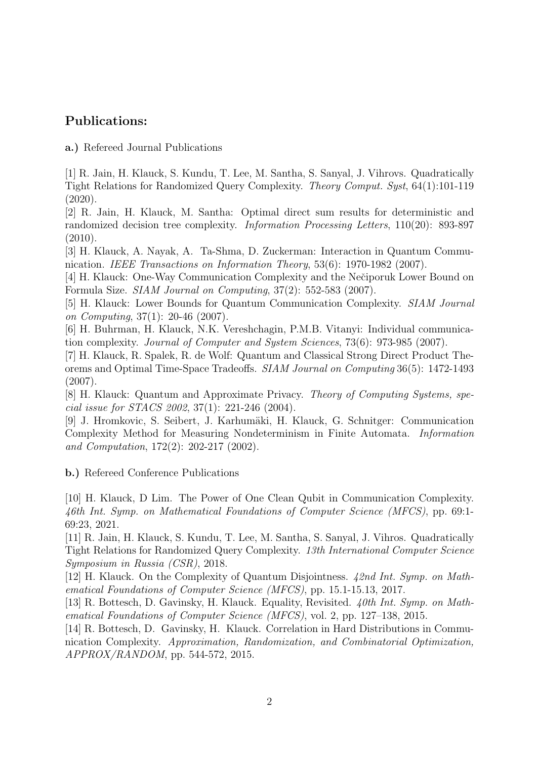## Publications:

**a.)** Refereed Journal Publications

[1] R. Jain, H. Klauck, S. Kundu, T. Lee, M. Santha, S. Sanyal, J. Vihrovs. Quadratically Tight Relations for Randomized Query Complexity. *Theory Comput. Syst*, 64(1):101-119 (2020).

[2] R. Jain, H. Klauck, M. Santha: Optimal direct sum results for deterministic and randomized decision tree complexity. *Information Processing Letters*, 110(20): 893-897 (2010).

[3] H. Klauck, A. Nayak, A. Ta-Shma, D. Zuckerman: Interaction in Quantum Communication. *IEEE Transactions on Information Theory*, 53(6): 1970-1982 (2007).

[4] H. Klauck: One-Way Communication Complexity and the Nečiporuk Lower Bound on Formula Size. *SIAM Journal on Computing*, 37(2): 552-583 (2007).

[5] H. Klauck: Lower Bounds for Quantum Communication Complexity. *SIAM Journal on Computing*, 37(1): 20-46 (2007).

[6] H. Buhrman, H. Klauck, N.K. Vereshchagin, P.M.B. Vitanyi: Individual communication complexity. *Journal of Computer and System Sciences*, 73(6): 973-985 (2007).

[7] H. Klauck, R. Spalek, R. de Wolf: Quantum and Classical Strong Direct Product Theorems and Optimal Time-Space Tradeoffs. *SIAM Journal on Computing* 36(5): 1472-1493 (2007).

[8] H. Klauck: Quantum and Approximate Privacy. *Theory of Computing Systems, special issue for STACS 2002*, 37(1): 221-246 (2004).

[9] J. Hromkovic, S. Seibert, J. Karhumäki, H. Klauck, G. Schnitger: Communication Complexity Method for Measuring Nondeterminism in Finite Automata. *Information and Computation*, 172(2): 202-217 (2002).

**b.)** Refereed Conference Publications

[10] H. Klauck, D Lim. The Power of One Clean Qubit in Communication Complexity. *46th Int. Symp. on Mathematical Foundations of Computer Science (MFCS)*, pp. 69:1-69:23, 2021.

[11] R. Jain, H. Klauck, S. Kundu, T. Lee, M. Santha, S. Sanyal, J. Vihros. Quadratically Tight Relations for Randomized Query Complexity. *13th International Computer Science Symposium in Russia (CSR)*, 2018.

[12] H. Klauck. On the Complexity of Quantum Disjointness. *42nd Int. Symp. on Mathematical Foundations of Computer Science (MFCS)*, pp. 15.1-15.13, 2017.

[13] R. Bottesch, D. Gavinsky, H. Klauck. Equality, Revisited. *40th Int. Symp. on Mathematical Foundations of Computer Science (MFCS)*, vol. 2, pp. 127–138, 2015.

[14] R. Bottesch, D. Gavinsky, H. Klauck. Correlation in Hard Distributions in Communication Complexity. *Approximation, Randomization, and Combinatorial Optimization, APPROX/RANDOM*, pp. 544-572, 2015.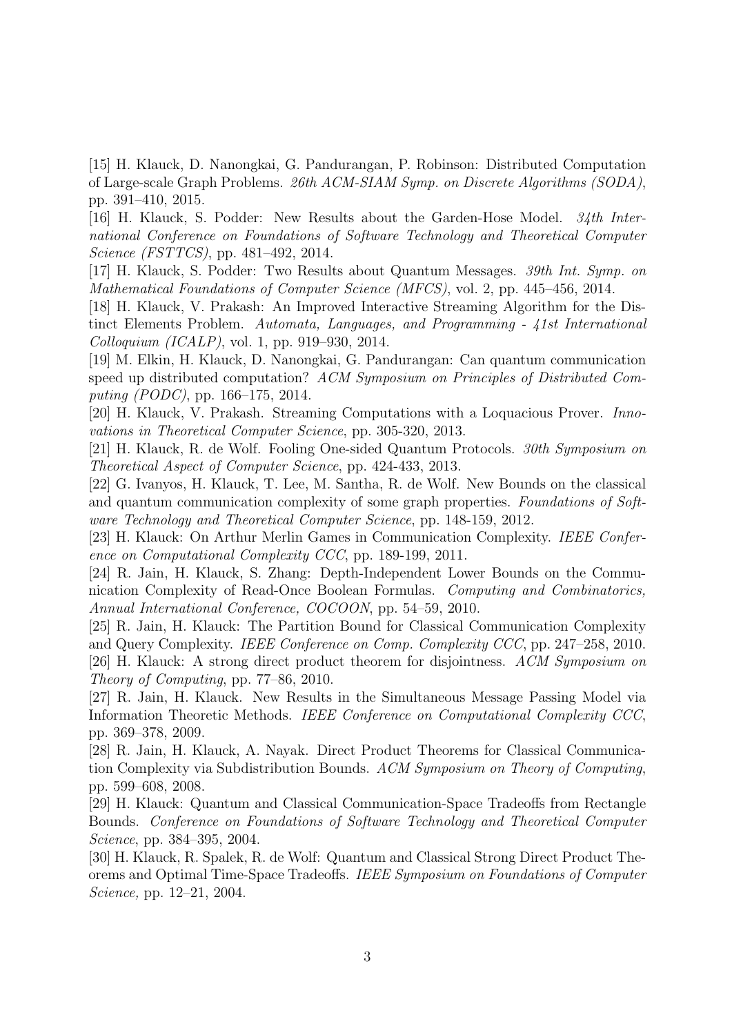[15] H. Klauck, D. Nanongkai, G. Pandurangan, P. Robinson: Distributed Computation of Large-scale Graph Problems. *26th ACM-SIAM Symp. on Discrete Algorithms (SODA)*, pp. 391–410, 2015.

[16] H. Klauck, S. Podder: New Results about the Garden-Hose Model. *34th International Conference on Foundations of Software Technology and Theoretical Computer Science (FSTTCS)*, pp. 481–492, 2014.

[17] H. Klauck, S. Podder: Two Results about Quantum Messages. *39th Int. Symp. on Mathematical Foundations of Computer Science (MFCS)*, vol. 2, pp. 445–456, 2014.

[18] H. Klauck, V. Prakash: An Improved Interactive Streaming Algorithm for the Distinct Elements Problem. *Automata, Languages, and Programming - 41st International Colloquium (ICALP)*, vol. 1, pp. 919–930, 2014.

[19] M. Elkin, H. Klauck, D. Nanongkai, G. Pandurangan: Can quantum communication speed up distributed computation? *ACM Symposium on Principles of Distributed Computing (PODC)*, pp. 166–175, 2014.

[20] H. Klauck, V. Prakash. Streaming Computations with a Loquacious Prover. *Innovations in Theoretical Computer Science*, pp. 305-320, 2013.

[21] H. Klauck, R. de Wolf. Fooling One-sided Quantum Protocols. *30th Symposium on Theoretical Aspect of Computer Science*, pp. 424-433, 2013.

[22] G. Ivanyos, H. Klauck, T. Lee, M. Santha, R. de Wolf. New Bounds on the classical and quantum communication complexity of some graph properties. *Foundations of Software Technology and Theoretical Computer Science*, pp. 148-159, 2012.

[23] H. Klauck: On Arthur Merlin Games in Communication Complexity. *IEEE Conference on Computational Complexity CCC*, pp. 189-199, 2011.

[24] R. Jain, H. Klauck, S. Zhang: Depth-Independent Lower Bounds on the Communication Complexity of Read-Once Boolean Formulas. *Computing and Combinatorics, Annual International Conference, COCOON*, pp. 54–59, 2010.

[25] R. Jain, H. Klauck: The Partition Bound for Classical Communication Complexity and Query Complexity. *IEEE Conference on Comp. Complexity CCC*, pp. 247–258, 2010.

[26] H. Klauck: A strong direct product theorem for disjointness. *ACM Symposium on Theory of Computing*, pp. 77–86, 2010.

[27] R. Jain, H. Klauck. New Results in the Simultaneous Message Passing Model via Information Theoretic Methods. *IEEE Conference on Computational Complexity CCC*, pp. 369–378, 2009.

[28] R. Jain, H. Klauck, A. Nayak. Direct Product Theorems for Classical Communication Complexity via Subdistribution Bounds. *ACM Symposium on Theory of Computing*, pp. 599–608, 2008.

[29] H. Klauck: Quantum and Classical Communication-Space Tradeoffs from Rectangle Bounds. *Conference on Foundations of Software Technology and Theoretical Computer Science*, pp. 384–395, 2004.

[30] H. Klauck, R. Spalek, R. de Wolf: Quantum and Classical Strong Direct Product Theorems and Optimal Time-Space Tradeoffs. *IEEE Symposium on Foundations of Computer Science,* pp. 12–21, 2004.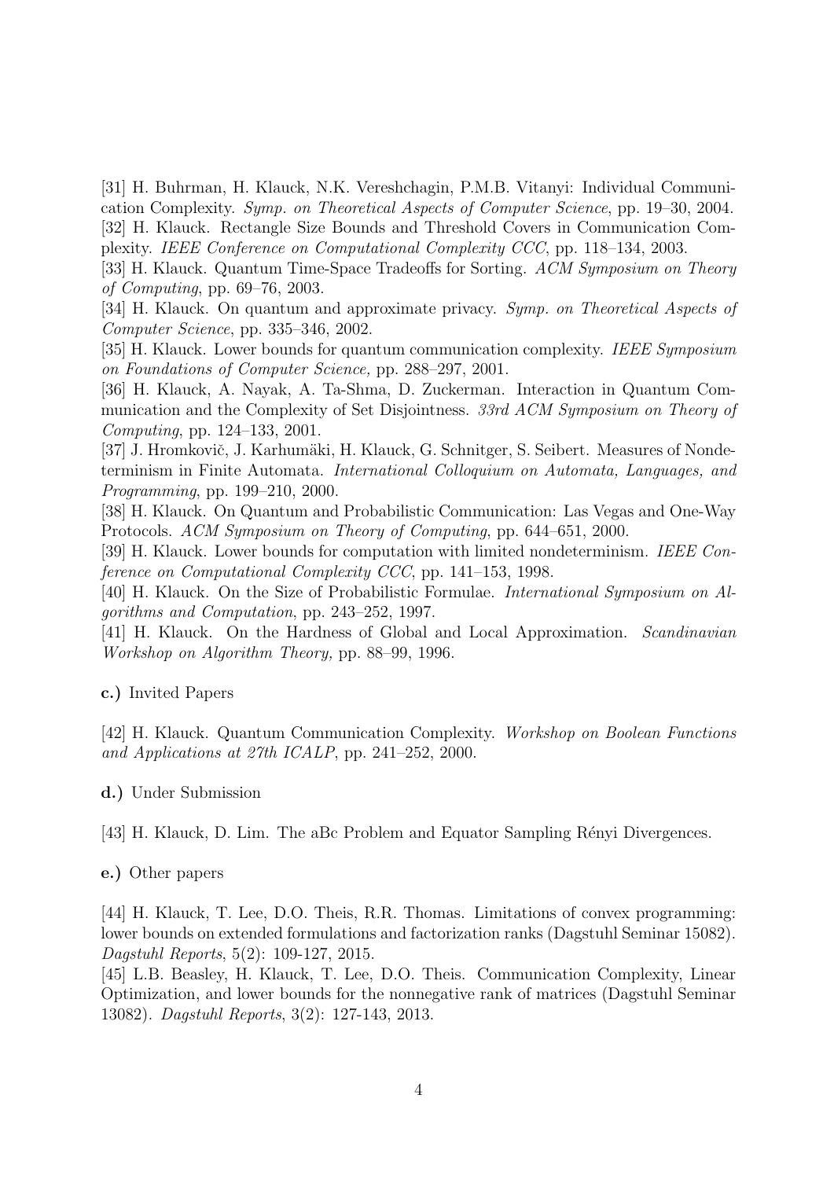[31] H. Buhrman, H. Klauck, N.K. Vereshchagin, P.M.B. Vitanyi: Individual Communication Complexity. *Symp. on Theoretical Aspects of Computer Science*, pp. 19–30, 2004.

[32] H. Klauck. Rectangle Size Bounds and Threshold Covers in Communication Complexity. *IEEE Conference on Computational Complexity CCC*, pp. 118–134, 2003.

[33] H. Klauck. Quantum Time-Space Tradeoffs for Sorting. *ACM Symposium on Theory of Computing*, pp. 69–76, 2003.

[34] H. Klauck. On quantum and approximate privacy. *Symp. on Theoretical Aspects of Computer Science*, pp. 335–346, 2002.

[35] H. Klauck. Lower bounds for quantum communication complexity. *IEEE Symposium on Foundations of Computer Science,* pp. 288–297, 2001.

[36] H. Klauck, A. Nayak, A. Ta-Shma, D. Zuckerman. Interaction in Quantum Communication and the Complexity of Set Disjointness. *33rd ACM Symposium on Theory of Computing*, pp. 124–133, 2001.

[37] J. Hromkovič, J. Karhumäki, H. Klauck, G. Schnitger, S. Seibert. Measures of Nondeterminism in Finite Automata. *International Colloquium on Automata, Languages, and Programming*, pp. 199–210, 2000.

[38] H. Klauck. On Quantum and Probabilistic Communication: Las Vegas and One-Way Protocols. *ACM Symposium on Theory of Computing*, pp. 644–651, 2000.

[39] H. Klauck. Lower bounds for computation with limited nondeterminism. *IEEE Conference on Computational Complexity CCC*, pp. 141–153, 1998.

[40] H. Klauck. On the Size of Probabilistic Formulae. *International Symposium on Algorithms and Computation*, pp. 243–252, 1997.

[41] H. Klauck. On the Hardness of Global and Local Approximation. *Scandinavian Workshop on Algorithm Theory,* pp. 88–99, 1996.

**c.)** Invited Papers

[42] H. Klauck. Quantum Communication Complexity. *Workshop on Boolean Functions and Applications at 27th ICALP*, pp. 241–252, 2000.

**d.)** Under Submission

[43] H. Klauck, D. Lim. The aBc Problem and Equator Sampling Rényi Divergences.

**e.)** Other papers

[44] H. Klauck, T. Lee, D.O. Theis, R.R. Thomas. Limitations of convex programming: lower bounds on extended formulations and factorization ranks (Dagstuhl Seminar 15082). *Dagstuhl Reports*, 5(2): 109-127, 2015.

[45] L.B. Beasley, H. Klauck, T. Lee, D.O. Theis. Communication Complexity, Linear Optimization, and lower bounds for the nonnegative rank of matrices (Dagstuhl Seminar 13082). *Dagstuhl Reports*, 3(2): 127-143, 2013.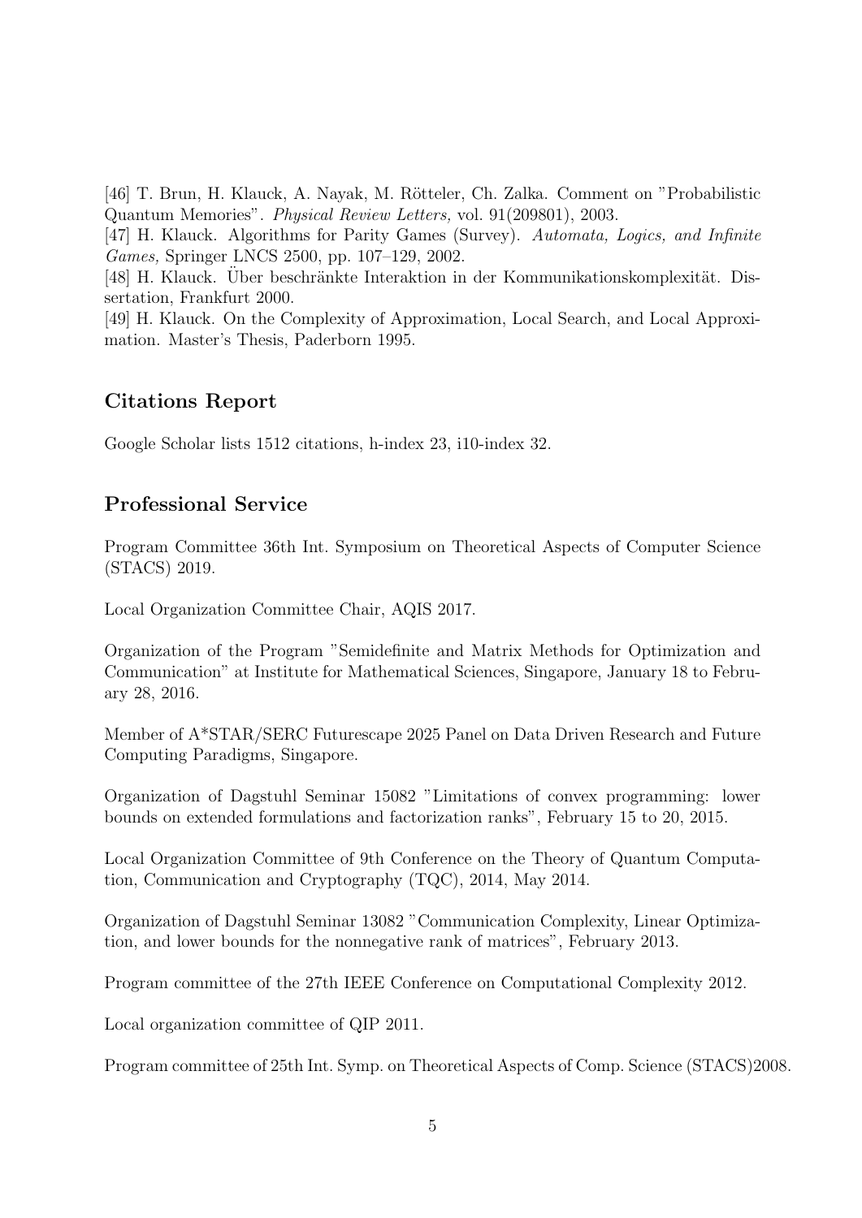[46] T. Brun, H. Klauck, A. Nayak, M. Rötteler, Ch. Zalka. Comment on "Probabilistic Quantum Memories". *Physical Review Letters,* vol. 91(209801), 2003.
[47] H. Klauck. Algorithms for Parity Games (Survey). *Automata, Logics, and Infinite Games,* Springer LNCS 2500, pp. 107–129, 2002.
[48] H. Klauck. Über beschränkte Interaktion in der Kommunikationskomplexität. Dissertation, Frankfurt 2000.
[49] H. Klauck. On the Complexity of Approximation, Local Search, and Local Approximation. Master's Thesis, Paderborn 1995.

## Citations Report

Google Scholar lists 1512 citations, h-index 23, i10-index 32.

## Professional Service

Program Committee 36th Int. Symposium on Theoretical Aspects of Computer Science (STACS) 2019.

Local Organization Committee Chair, AQIS 2017.

Organization of the Program "Semidefinite and Matrix Methods for Optimization and Communication" at Institute for Mathematical Sciences, Singapore, January 18 to February 28, 2016.

Member of A*STAR/SERC Futurescape 2025 Panel on Data Driven Research and Future Computing Paradigms, Singapore.

Organization of Dagstuhl Seminar 15082 "Limitations of convex programming: lower bounds on extended formulations and factorization ranks", February 15 to 20, 2015.

Local Organization Committee of 9th Conference on the Theory of Quantum Computation, Communication and Cryptography (TQC), 2014, May 2014.

Organization of Dagstuhl Seminar 13082 "Communication Complexity, Linear Optimization, and lower bounds for the nonnegative rank of matrices", February 2013.

Program committee of the 27th IEEE Conference on Computational Complexity 2012.

Local organization committee of QIP 2011.

Program committee of 25th Int. Symp. on Theoretical Aspects of Comp. Science (STACS)2008.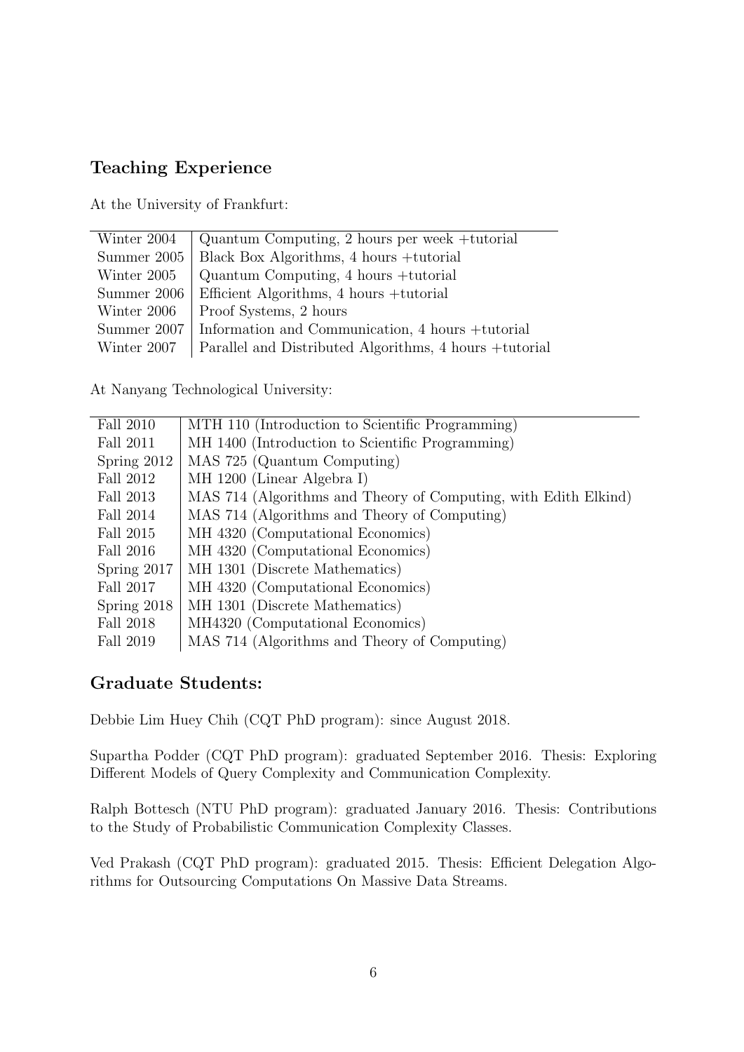## Teaching Experience

At the University of Frankfurt:

| | |
|---|---|
| Winter 2004 | Quantum Computing, 2 hours per week +tutorial |
| Summer 2005 | Black Box Algorithms, 4 hours +tutorial |
| Winter 2005 | Quantum Computing, 4 hours +tutorial |
| Summer 2006 | Efficient Algorithms, 4 hours +tutorial |
| Winter 2006 | Proof Systems, 2 hours |
| Summer 2007 | Information and Communication, 4 hours +tutorial |
| Winter 2007 | Parallel and Distributed Algorithms, 4 hours +tutorial |

At Nanyang Technological University:

| | |
|---|---|
| Fall 2010 | MTH 110 (Introduction to Scientific Programming) |
| Fall 2011 | MH 1400 (Introduction to Scientific Programming) |
| Spring 2012 | MAS 725 (Quantum Computing) |
| Fall 2012 | MH 1200 (Linear Algebra I) |
| Fall 2013 | MAS 714 (Algorithms and Theory of Computing, with Edith Elkind) |
| Fall 2014 | MAS 714 (Algorithms and Theory of Computing) |
| Fall 2015 | MH 4320 (Computational Economics) |
| Fall 2016 | MH 4320 (Computational Economics) |
| Spring 2017 | MH 1301 (Discrete Mathematics) |
| Fall 2017 | MH 4320 (Computational Economics) |
| Spring 2018 | MH 1301 (Discrete Mathematics) |
| Fall 2018 | MH4320 (Computational Economics) |
| Fall 2019 | MAS 714 (Algorithms and Theory of Computing) |

## Graduate Students:

Debbie Lim Huey Chih (CQT PhD program): since August 2018.

Supartha Podder (CQT PhD program): graduated September 2016. Thesis: Exploring Different Models of Query Complexity and Communication Complexity.

Ralph Bottesch (NTU PhD program): graduated January 2016. Thesis: Contributions to the Study of Probabilistic Communication Complexity Classes.

Ved Prakash (CQT PhD program): graduated 2015. Thesis: Efficient Delegation Algorithms for Outsourcing Computations On Massive Data Streams.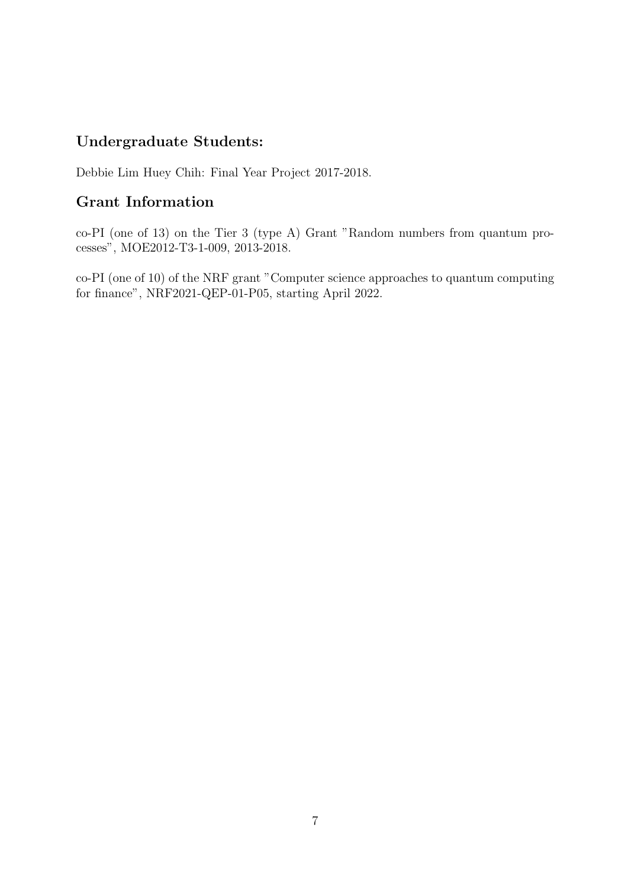## Undergraduate Students:

Debbie Lim Huey Chih: Final Year Project 2017-2018.

## Grant Information

co-PI (one of 13) on the Tier 3 (type A) Grant "Random numbers from quantum processes", MOE2012-T3-1-009, 2013-2018.

co-PI (one of 10) of the NRF grant "Computer science approaches to quantum computing for finance", NRF2021-QEP-01-P05, starting April 2022.